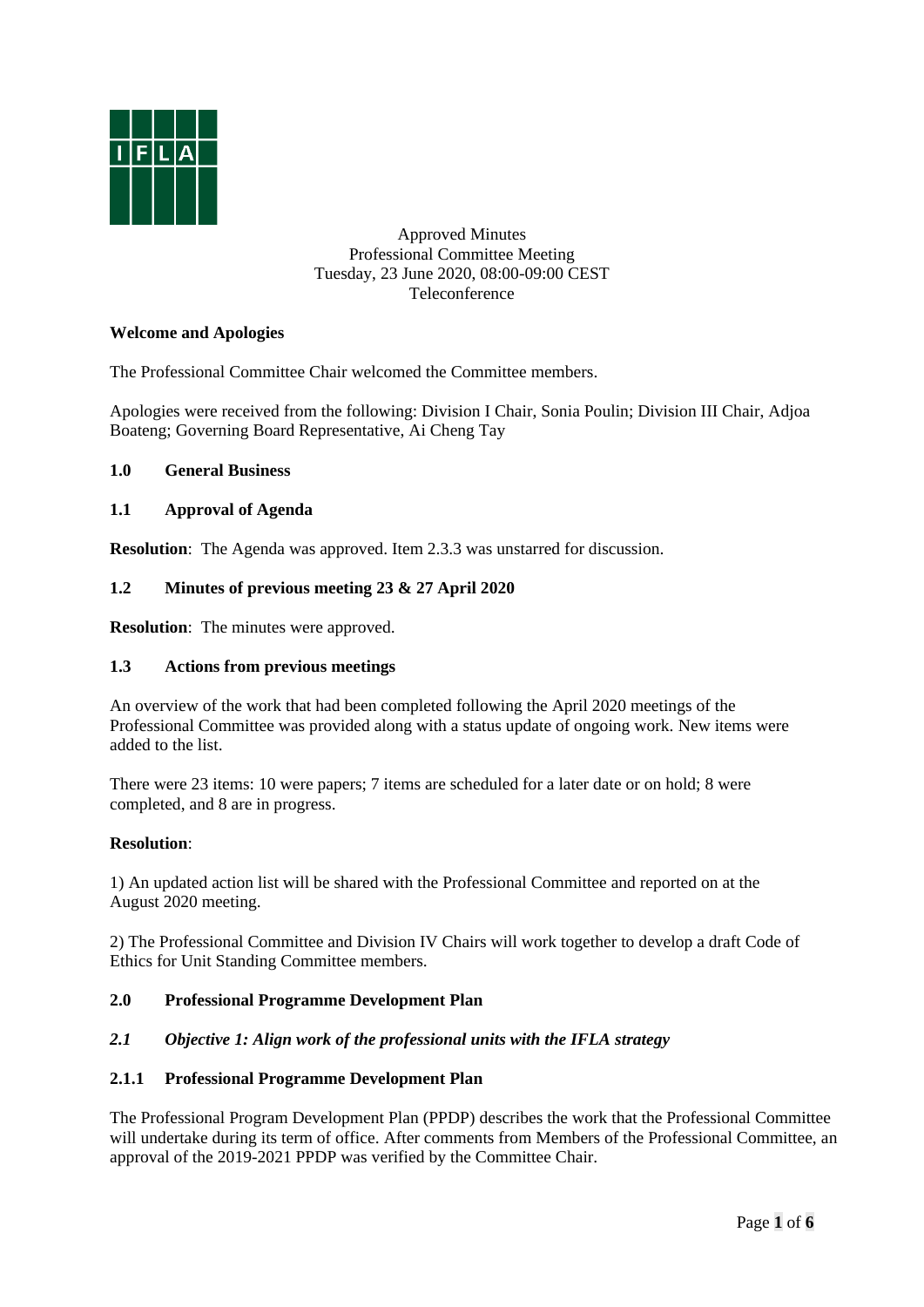Approved Minutes
Professional Committee Meeting
Tuesday, 23 June 2020, 08:00-09:00 CEST
Teleconference

**Welcome and Apologies**

The Professional Committee Chair welcomed the Committee members.

Apologies were received from the following: Division I Chair, Sonia Poulin; Division III Chair, Adjoa Boateng; Governing Board Representative, Ai Cheng Tay

## 1.0 General Business

### 1.1 Approval of Agenda

**Resolution**: The Agenda was approved. Item 2.3.3 was unstarred for discussion.

### 1.2 Minutes of previous meeting 23 & 27 April 2020

**Resolution**: The minutes were approved.

### 1.3 Actions from previous meetings

An overview of the work that had been completed following the April 2020 meetings of the Professional Committee was provided along with a status update of ongoing work. New items were added to the list.

There were 23 items: 10 were papers; 7 items are scheduled for a later date or on hold; 8 were completed, and 8 are in progress.

**Resolution**:

1) An updated action list will be shared with the Professional Committee and reported on at the August 2020 meeting.

2) The Professional Committee and Division IV Chairs will work together to develop a draft Code of Ethics for Unit Standing Committee members.

## 2.0 Professional Programme Development Plan

### *2.1 Objective 1: Align work of the professional units with the IFLA strategy*

#### 2.1.1 Professional Programme Development Plan

The Professional Program Development Plan (PPDP) describes the work that the Professional Committee will undertake during its term of office. After comments from Members of the Professional Committee, an approval of the 2019-2021 PPDP was verified by the Committee Chair.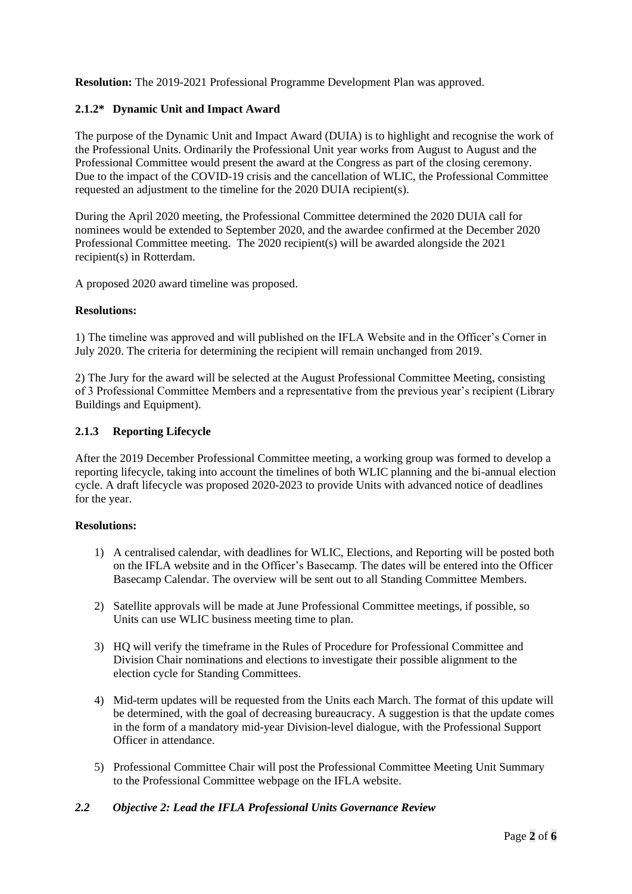**Resolution:** The 2019-2021 Professional Programme Development Plan was approved.

### 2.1.2* Dynamic Unit and Impact Award

The purpose of the Dynamic Unit and Impact Award (DUIA) is to highlight and recognise the work of the Professional Units. Ordinarily the Professional Unit year works from August to August and the Professional Committee would present the award at the Congress as part of the closing ceremony. Due to the impact of the COVID-19 crisis and the cancellation of WLIC, the Professional Committee requested an adjustment to the timeline for the 2020 DUIA recipient(s).

During the April 2020 meeting, the Professional Committee determined the 2020 DUIA call for nominees would be extended to September 2020, and the awardee confirmed at the December 2020 Professional Committee meeting. The 2020 recipient(s) will be awarded alongside the 2021 recipient(s) in Rotterdam.

A proposed 2020 award timeline was proposed.

**Resolutions:**

1) The timeline was approved and will published on the IFLA Website and in the Officer's Corner in July 2020. The criteria for determining the recipient will remain unchanged from 2019.

2) The Jury for the award will be selected at the August Professional Committee Meeting, consisting of 3 Professional Committee Members and a representative from the previous year's recipient (Library Buildings and Equipment).

### 2.1.3 Reporting Lifecycle

After the 2019 December Professional Committee meeting, a working group was formed to develop a reporting lifecycle, taking into account the timelines of both WLIC planning and the bi-annual election cycle. A draft lifecycle was proposed 2020-2023 to provide Units with advanced notice of deadlines for the year.

**Resolutions:**

1) A centralised calendar, with deadlines for WLIC, Elections, and Reporting will be posted both on the IFLA website and in the Officer's Basecamp. The dates will be entered into the Officer Basecamp Calendar. The overview will be sent out to all Standing Committee Members.

2) Satellite approvals will be made at June Professional Committee meetings, if possible, so Units can use WLIC business meeting time to plan.

3) HQ will verify the timeframe in the Rules of Procedure for Professional Committee and Division Chair nominations and elections to investigate their possible alignment to the election cycle for Standing Committees.

4) Mid-term updates will be requested from the Units each March. The format of this update will be determined, with the goal of decreasing bureaucracy. A suggestion is that the update comes in the form of a mandatory mid-year Division-level dialogue, with the Professional Support Officer in attendance.

5) Professional Committee Chair will post the Professional Committee Meeting Unit Summary to the Professional Committee webpage on the IFLA website.

## *2.2 Objective 2: Lead the IFLA Professional Units Governance Review*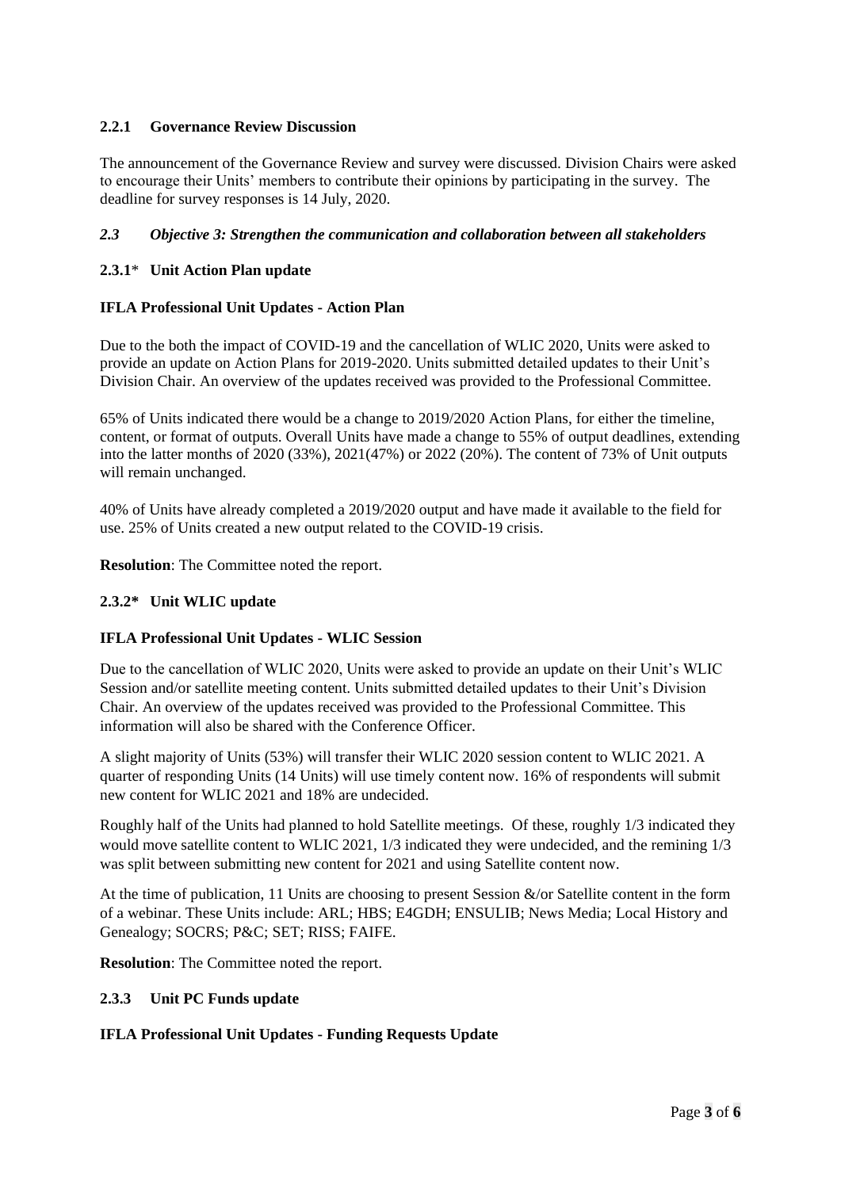### 2.2.1 Governance Review Discussion

The announcement of the Governance Review and survey were discussed. Division Chairs were asked to encourage their Units' members to contribute their opinions by participating in the survey. The deadline for survey responses is 14 July, 2020.

### *2.3 Objective 3: Strengthen the communication and collaboration between all stakeholders*

### 2.3.1* Unit Action Plan update

**IFLA Professional Unit Updates - Action Plan**

Due to the both the impact of COVID-19 and the cancellation of WLIC 2020, Units were asked to provide an update on Action Plans for 2019-2020. Units submitted detailed updates to their Unit's Division Chair. An overview of the updates received was provided to the Professional Committee.

65% of Units indicated there would be a change to 2019/2020 Action Plans, for either the timeline, content, or format of outputs. Overall Units have made a change to 55% of output deadlines, extending into the latter months of 2020 (33%), 2021(47%) or 2022 (20%). The content of 73% of Unit outputs will remain unchanged.

40% of Units have already completed a 2019/2020 output and have made it available to the field for use. 25% of Units created a new output related to the COVID-19 crisis.

**Resolution**: The Committee noted the report.

### 2.3.2* Unit WLIC update

**IFLA Professional Unit Updates - WLIC Session**

Due to the cancellation of WLIC 2020, Units were asked to provide an update on their Unit's WLIC Session and/or satellite meeting content. Units submitted detailed updates to their Unit's Division Chair. An overview of the updates received was provided to the Professional Committee. This information will also be shared with the Conference Officer.

A slight majority of Units (53%) will transfer their WLIC 2020 session content to WLIC 2021. A quarter of responding Units (14 Units) will use timely content now. 16% of respondents will submit new content for WLIC 2021 and 18% are undecided.

Roughly half of the Units had planned to hold Satellite meetings. Of these, roughly 1/3 indicated they would move satellite content to WLIC 2021, 1/3 indicated they were undecided, and the remining 1/3 was split between submitting new content for 2021 and using Satellite content now.

At the time of publication, 11 Units are choosing to present Session &/or Satellite content in the form of a webinar. These Units include: ARL; HBS; E4GDH; ENSULIB; News Media; Local History and Genealogy; SOCRS; P&C; SET; RISS; FAIFE.

**Resolution**: The Committee noted the report.

### 2.3.3 Unit PC Funds update

**IFLA Professional Unit Updates - Funding Requests Update**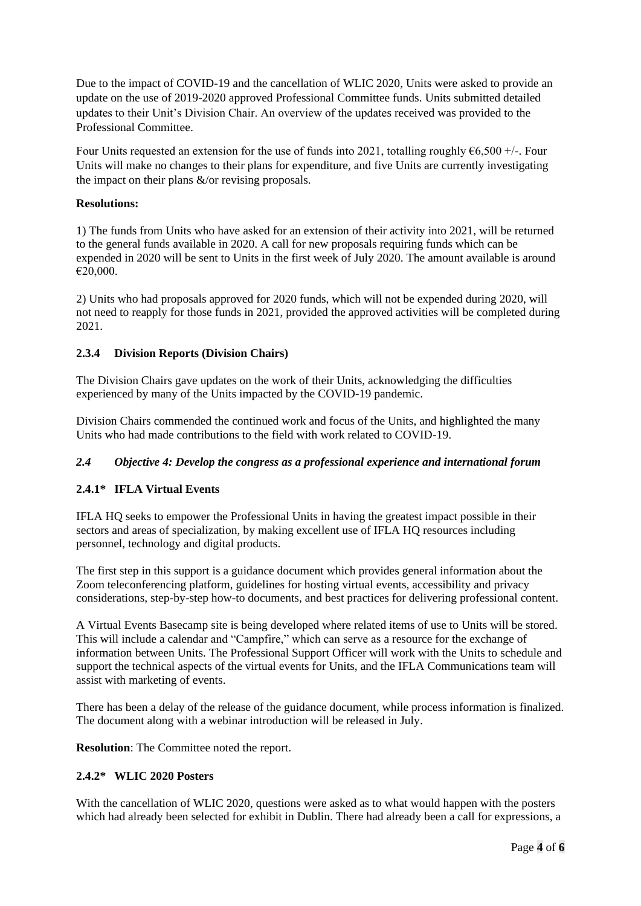Due to the impact of COVID-19 and the cancellation of WLIC 2020, Units were asked to provide an update on the use of 2019-2020 approved Professional Committee funds. Units submitted detailed updates to their Unit's Division Chair. An overview of the updates received was provided to the Professional Committee.

Four Units requested an extension for the use of funds into 2021, totalling roughly €6,500 +/-. Four Units will make no changes to their plans for expenditure, and five Units are currently investigating the impact on their plans &/or revising proposals.

**Resolutions:**

1) The funds from Units who have asked for an extension of their activity into 2021, will be returned to the general funds available in 2020. A call for new proposals requiring funds which can be expended in 2020 will be sent to Units in the first week of July 2020. The amount available is around €20,000.

2) Units who had proposals approved for 2020 funds, which will not be expended during 2020, will not need to reapply for those funds in 2021, provided the approved activities will be completed during 2021.

### 2.3.4 Division Reports (Division Chairs)

The Division Chairs gave updates on the work of their Units, acknowledging the difficulties experienced by many of the Units impacted by the COVID-19 pandemic.

Division Chairs commended the continued work and focus of the Units, and highlighted the many Units who had made contributions to the field with work related to COVID-19.

## *2.4 Objective 4: Develop the congress as a professional experience and international forum*

### 2.4.1* IFLA Virtual Events

IFLA HQ seeks to empower the Professional Units in having the greatest impact possible in their sectors and areas of specialization, by making excellent use of IFLA HQ resources including personnel, technology and digital products.

The first step in this support is a guidance document which provides general information about the Zoom teleconferencing platform, guidelines for hosting virtual events, accessibility and privacy considerations, step-by-step how-to documents, and best practices for delivering professional content.

A Virtual Events Basecamp site is being developed where related items of use to Units will be stored. This will include a calendar and "Campfire," which can serve as a resource for the exchange of information between Units. The Professional Support Officer will work with the Units to schedule and support the technical aspects of the virtual events for Units, and the IFLA Communications team will assist with marketing of events.

There has been a delay of the release of the guidance document, while process information is finalized. The document along with a webinar introduction will be released in July.

**Resolution**: The Committee noted the report.

### 2.4.2* WLIC 2020 Posters

With the cancellation of WLIC 2020, questions were asked as to what would happen with the posters which had already been selected for exhibit in Dublin. There had already been a call for expressions, a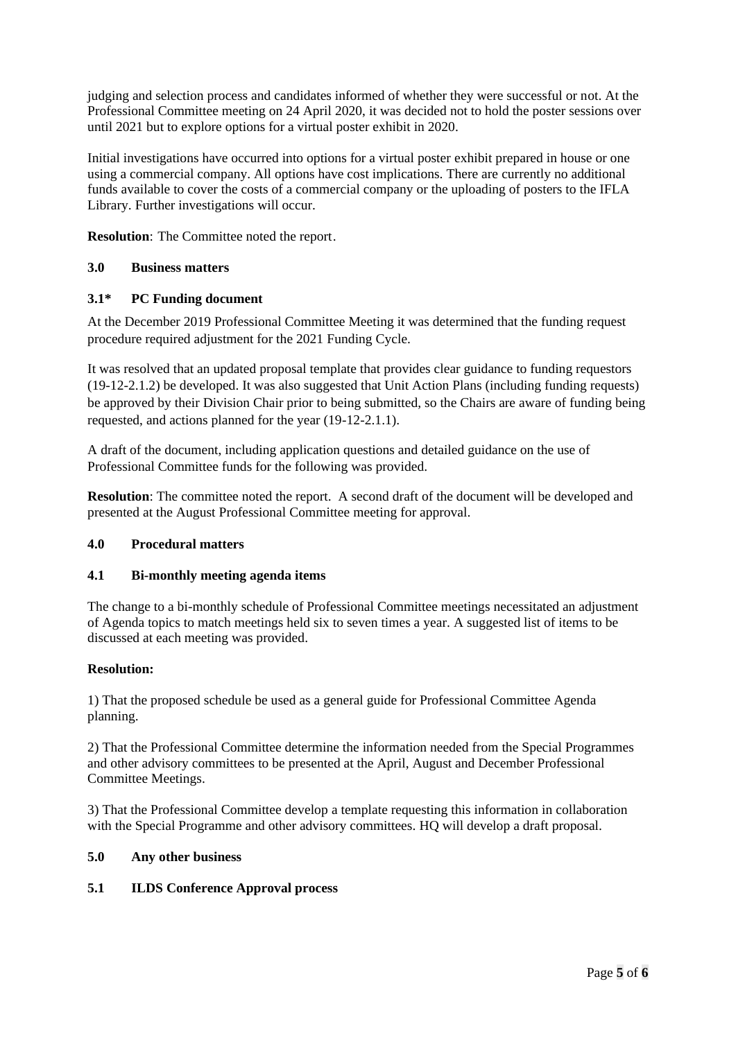judging and selection process and candidates informed of whether they were successful or not. At the Professional Committee meeting on 24 April 2020, it was decided not to hold the poster sessions over until 2021 but to explore options for a virtual poster exhibit in 2020.

Initial investigations have occurred into options for a virtual poster exhibit prepared in house or one using a commercial company. All options have cost implications. There are currently no additional funds available to cover the costs of a commercial company or the uploading of posters to the IFLA Library. Further investigations will occur.

**Resolution**: The Committee noted the report.

### 3.0 Business matters

#### 3.1* PC Funding document

At the December 2019 Professional Committee Meeting it was determined that the funding request procedure required adjustment for the 2021 Funding Cycle.

It was resolved that an updated proposal template that provides clear guidance to funding requestors (19-12-2.1.2) be developed. It was also suggested that Unit Action Plans (including funding requests) be approved by their Division Chair prior to being submitted, so the Chairs are aware of funding being requested, and actions planned for the year (19-12-2.1.1).

A draft of the document, including application questions and detailed guidance on the use of Professional Committee funds for the following was provided.

**Resolution**: The committee noted the report. A second draft of the document will be developed and presented at the August Professional Committee meeting for approval.

### 4.0 Procedural matters

#### 4.1 Bi-monthly meeting agenda items

The change to a bi-monthly schedule of Professional Committee meetings necessitated an adjustment of Agenda topics to match meetings held six to seven times a year. A suggested list of items to be discussed at each meeting was provided.

**Resolution:**

1) That the proposed schedule be used as a general guide for Professional Committee Agenda planning.

2) That the Professional Committee determine the information needed from the Special Programmes and other advisory committees to be presented at the April, August and December Professional Committee Meetings.

3) That the Professional Committee develop a template requesting this information in collaboration with the Special Programme and other advisory committees. HQ will develop a draft proposal.

### 5.0 Any other business

#### 5.1 ILDS Conference Approval process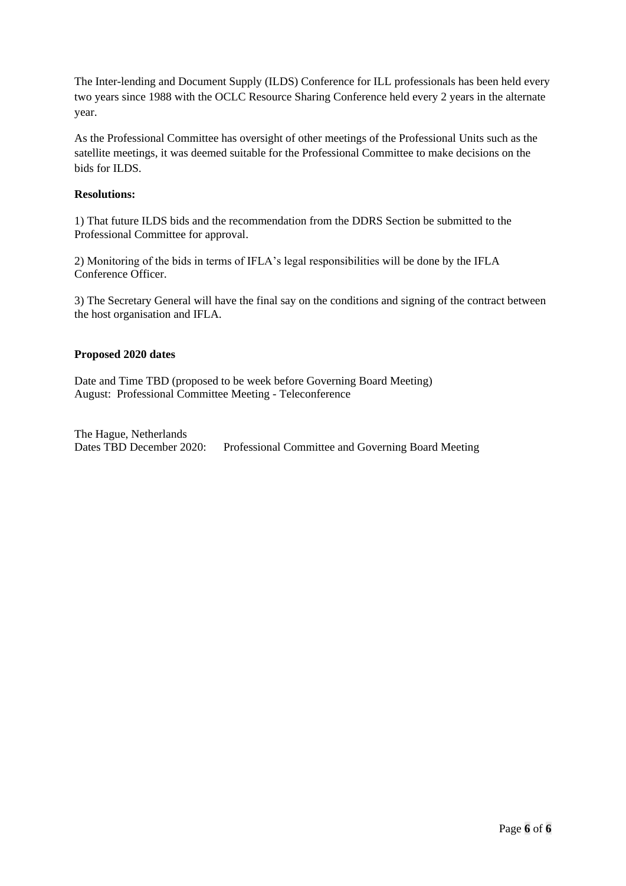The Inter-lending and Document Supply (ILDS) Conference for ILL professionals has been held every two years since 1988 with the OCLC Resource Sharing Conference held every 2 years in the alternate year.

As the Professional Committee has oversight of other meetings of the Professional Units such as the satellite meetings, it was deemed suitable for the Professional Committee to make decisions on the bids for ILDS.

**Resolutions:**

1) That future ILDS bids and the recommendation from the DDRS Section be submitted to the Professional Committee for approval.

2) Monitoring of the bids in terms of IFLA's legal responsibilities will be done by the IFLA Conference Officer.

3) The Secretary General will have the final say on the conditions and signing of the contract between the host organisation and IFLA.

**Proposed 2020 dates**

Date and Time TBD (proposed to be week before Governing Board Meeting)
August: Professional Committee Meeting - Teleconference

The Hague, Netherlands
Dates TBD December 2020: Professional Committee and Governing Board Meeting